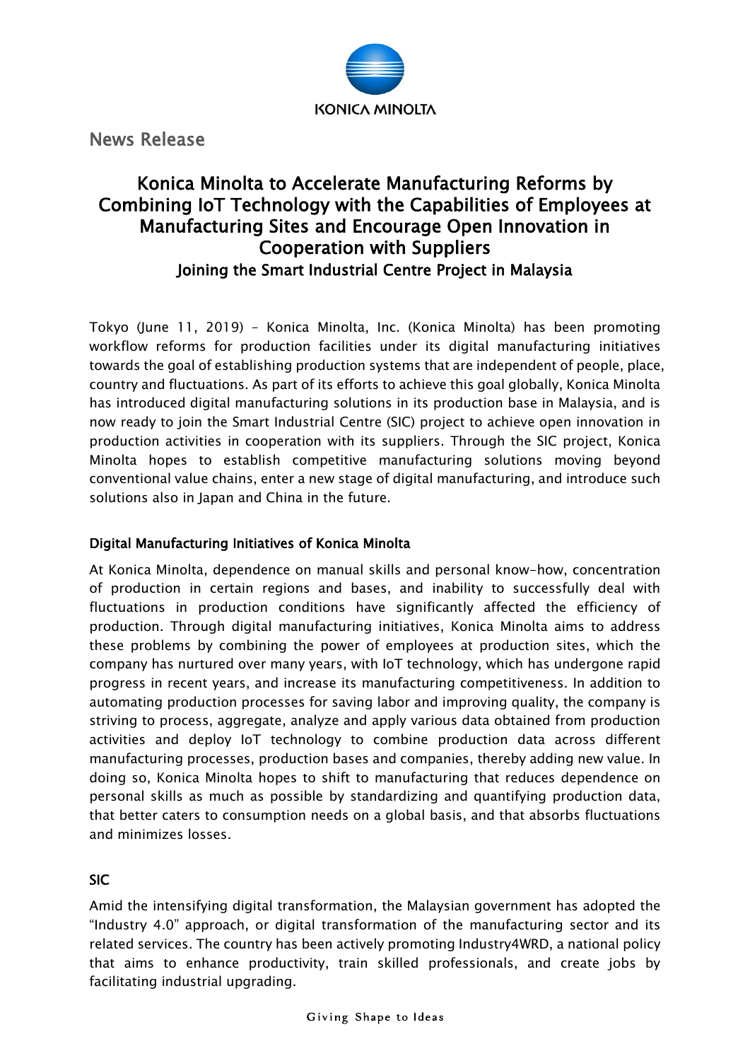News Release

# Konica Minolta to Accelerate Manufacturing Reforms by Combining IoT Technology with the Capabilities of Employees at Manufacturing Sites and Encourage Open Innovation in Cooperation with Suppliers

## Joining the Smart Industrial Centre Project in Malaysia

Tokyo (June 11, 2019) – Konica Minolta, Inc. (Konica Minolta) has been promoting workflow reforms for production facilities under its digital manufacturing initiatives towards the goal of establishing production systems that are independent of people, place, country and fluctuations. As part of its efforts to achieve this goal globally, Konica Minolta has introduced digital manufacturing solutions in its production base in Malaysia, and is now ready to join the Smart Industrial Centre (SIC) project to achieve open innovation in production activities in cooperation with its suppliers. Through the SIC project, Konica Minolta hopes to establish competitive manufacturing solutions moving beyond conventional value chains, enter a new stage of digital manufacturing, and introduce such solutions also in Japan and China in the future.

### Digital Manufacturing Initiatives of Konica Minolta

At Konica Minolta, dependence on manual skills and personal know-how, concentration of production in certain regions and bases, and inability to successfully deal with fluctuations in production conditions have significantly affected the efficiency of production. Through digital manufacturing initiatives, Konica Minolta aims to address these problems by combining the power of employees at production sites, which the company has nurtured over many years, with IoT technology, which has undergone rapid progress in recent years, and increase its manufacturing competitiveness. In addition to automating production processes for saving labor and improving quality, the company is striving to process, aggregate, analyze and apply various data obtained from production activities and deploy IoT technology to combine production data across different manufacturing processes, production bases and companies, thereby adding new value. In doing so, Konica Minolta hopes to shift to manufacturing that reduces dependence on personal skills as much as possible by standardizing and quantifying production data, that better caters to consumption needs on a global basis, and that absorbs fluctuations and minimizes losses.

### SIC

Amid the intensifying digital transformation, the Malaysian government has adopted the "Industry 4.0" approach, or digital transformation of the manufacturing sector and its related services. The country has been actively promoting Industry4WRD, a national policy that aims to enhance productivity, train skilled professionals, and create jobs by facilitating industrial upgrading.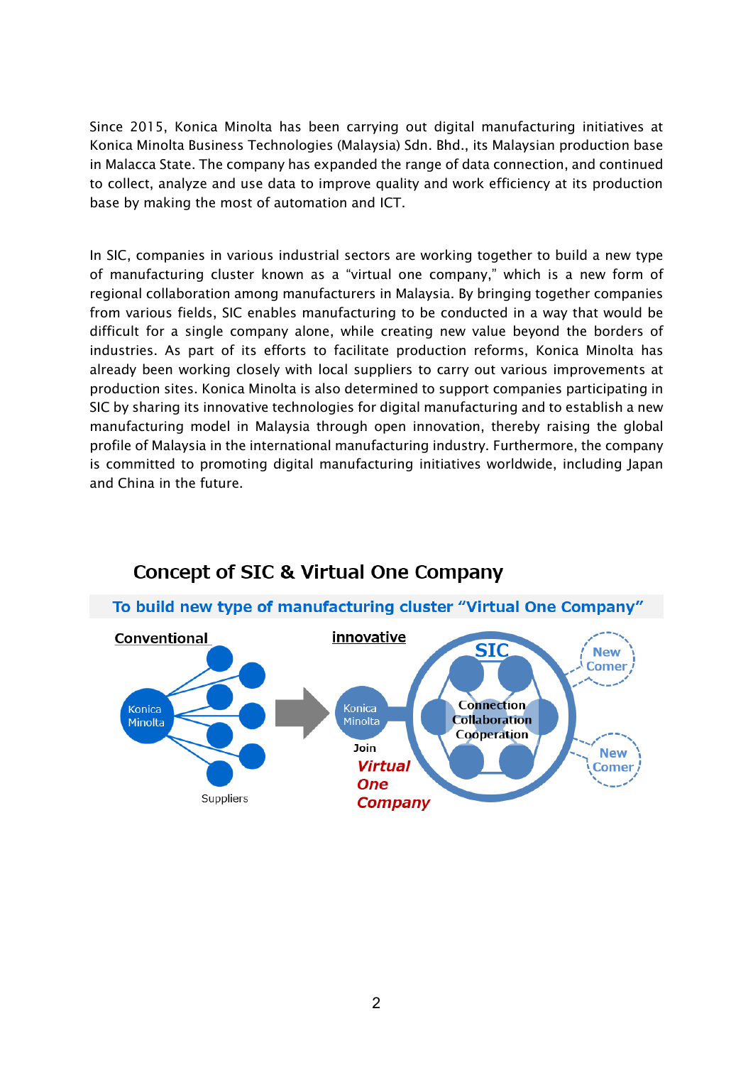Since 2015, Konica Minolta has been carrying out digital manufacturing initiatives at Konica Minolta Business Technologies (Malaysia) Sdn. Bhd., its Malaysian production base in Malacca State. The company has expanded the range of data connection, and continued to collect, analyze and use data to improve quality and work efficiency at its production base by making the most of automation and ICT.

In SIC, companies in various industrial sectors are working together to build a new type of manufacturing cluster known as a "virtual one company," which is a new form of regional collaboration among manufacturers in Malaysia. By bringing together companies from various fields, SIC enables manufacturing to be conducted in a way that would be difficult for a single company alone, while creating new value beyond the borders of industries. As part of its efforts to facilitate production reforms, Konica Minolta has already been working closely with local suppliers to carry out various improvements at production sites. Konica Minolta is also determined to support companies participating in SIC by sharing its innovative technologies for digital manufacturing and to establish a new manufacturing model in Malaysia through open innovation, thereby raising the global profile of Malaysia in the international manufacturing industry. Furthermore, the company is committed to promoting digital manufacturing initiatives worldwide, including Japan and China in the future.

## Concept of SIC & Virtual One Company

**To build new type of manufacturing cluster "Virtual One Company"**

Conventional

Konica Minolta

Suppliers

innovative

Konica Minolta

Join

Virtual One Company

SIC

Connection
Collaboration
Cooperation

New Comer

New Comer